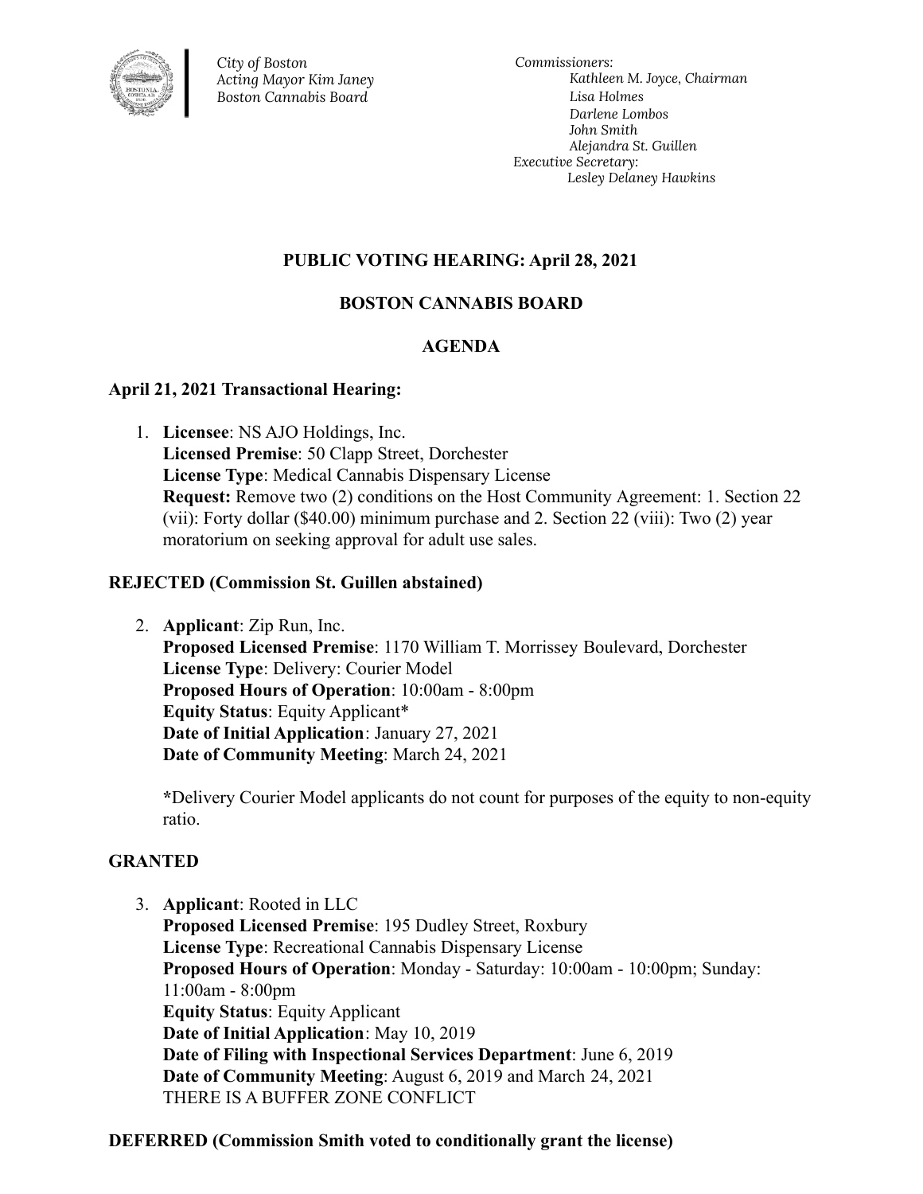*City of Boston*
*Acting Mayor Kim Janey*
*Boston Cannabis Board*

*Commissioners:*
*Kathleen M. Joyce, Chairman*
*Lisa Holmes*
*Darlene Lombos*
*John Smith*
*Alejandra St. Guillen*
*Executive Secretary:*
*Lesley Delaney Hawkins*

## PUBLIC VOTING HEARING: April 28, 2021

## BOSTON CANNABIS BOARD

## AGENDA

### April 21, 2021 Transactional Hearing:

1. **Licensee**: NS AJO Holdings, Inc.
   **Licensed Premise**: 50 Clapp Street, Dorchester
   **License Type**: Medical Cannabis Dispensary License
   **Request:** Remove two (2) conditions on the Host Community Agreement: 1. Section 22 (vii): Forty dollar ($40.00) minimum purchase and 2. Section 22 (viii): Two (2) year moratorium on seeking approval for adult use sales.

**REJECTED (Commission St. Guillen abstained)**

2. **Applicant**: Zip Run, Inc.
   **Proposed Licensed Premise**: 1170 William T. Morrissey Boulevard, Dorchester
   **License Type**: Delivery: Courier Model
   **Proposed Hours of Operation**: 10:00am - 8:00pm
   **Equity Status**: Equity Applicant*
   **Date of Initial Application**: January 27, 2021
   **Date of Community Meeting**: March 24, 2021

   **\***Delivery Courier Model applicants do not count for purposes of the equity to non-equity ratio.

**GRANTED**

3. **Applicant**: Rooted in LLC
   **Proposed Licensed Premise**: 195 Dudley Street, Roxbury
   **License Type**: Recreational Cannabis Dispensary License
   **Proposed Hours of Operation**: Monday - Saturday: 10:00am - 10:00pm; Sunday: 11:00am - 8:00pm
   **Equity Status**: Equity Applicant
   **Date of Initial Application**: May 10, 2019
   **Date of Filing with Inspectional Services Department**: June 6, 2019
   **Date of Community Meeting**: August 6, 2019 and March 24, 2021
   THERE IS A BUFFER ZONE CONFLICT

**DEFERRED (Commission Smith voted to conditionally grant the license)**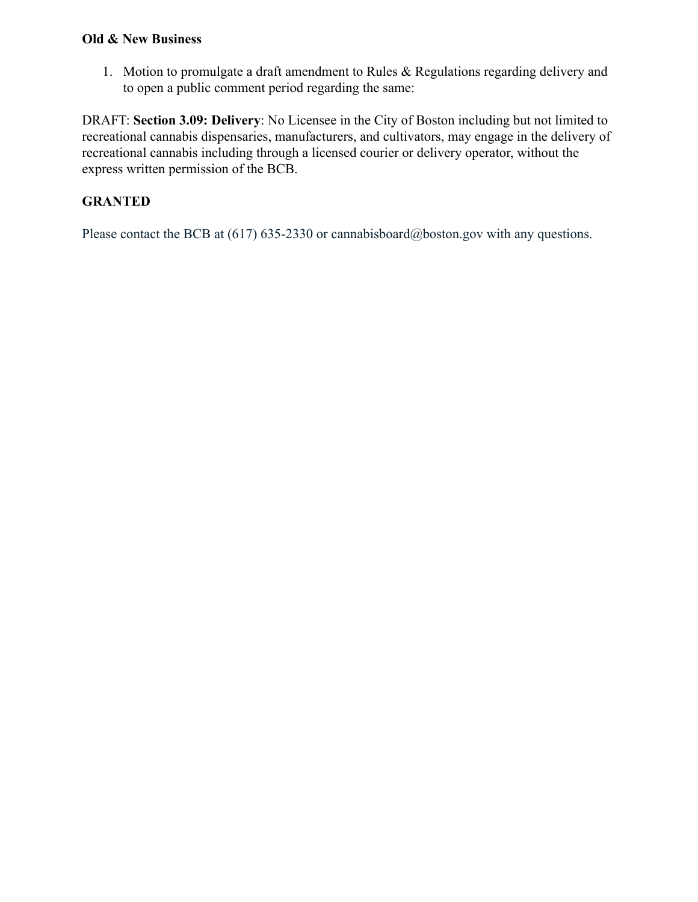**Old & New Business**

1. Motion to promulgate a draft amendment to Rules & Regulations regarding delivery and to open a public comment period regarding the same:

DRAFT: **Section 3.09: Delivery**: No Licensee in the City of Boston including but not limited to recreational cannabis dispensaries, manufacturers, and cultivators, may engage in the delivery of recreational cannabis including through a licensed courier or delivery operator, without the express written permission of the BCB.

**GRANTED**

Please contact the BCB at (617) 635-2330 or cannabisboard@boston.gov with any questions.